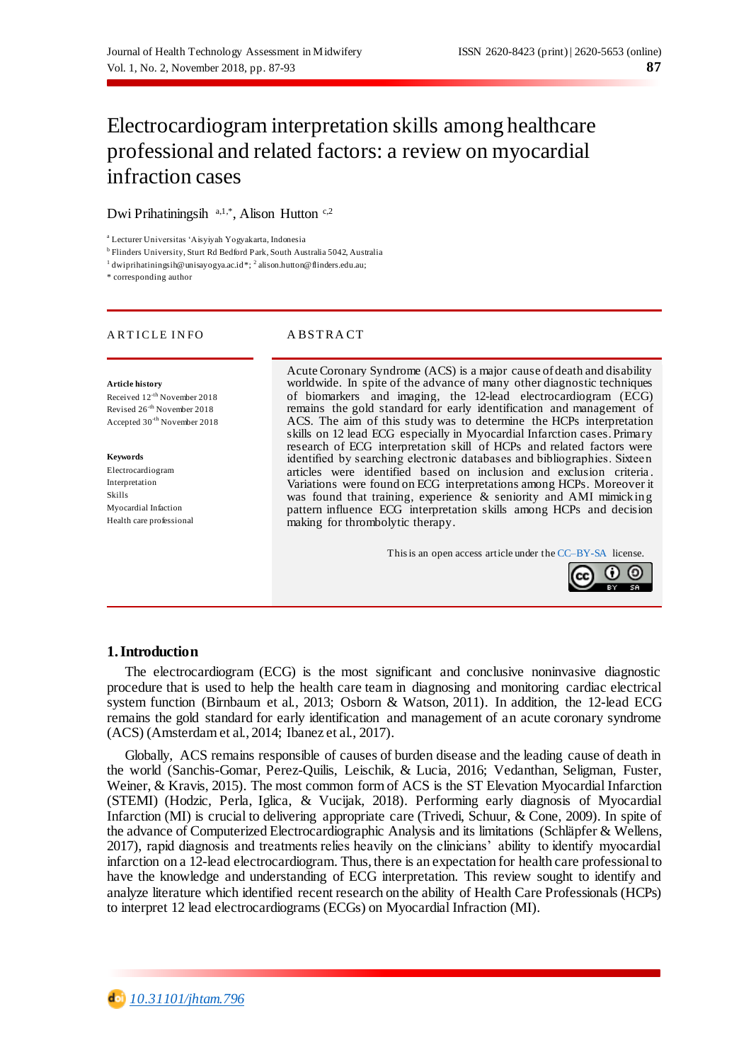# Electrocardiogram interpretation skills among healthcare professional and related factors: a review on myocardial infraction cases

Dwi Prihatiningsih [a,1,*], Alison Hutton [c,2]

[a] Lecturer Universitas 'Aisyiyah Yogyakarta, Indonesia
[b] Flinders University, Sturt Rd Bedford Park, South Australia 5042, Australia
[1] dwiprihatiningsih@unisayogya.ac.id*; [2] alison.hutton@flinders.edu.au;
* corresponding author

## ARTICLE INFO

**Article history**
Received 12[th] November 2018
Revised 26[th] November 2018
Accepted 30[th] November 2018

**Keywords**
Electrocardiogram
Interpretation
Skills
Myocardial Infaction
Health care professional

## ABSTRACT

Acute Coronary Syndrome (ACS) is a major cause of death and disability worldwide. In spite of the advance of many other diagnostic techniques of biomarkers and imaging, the 12-lead electrocardiogram (ECG) remains the gold standard for early identification and management of ACS. The aim of this study was to determine the HCPs interpretation skills on 12 lead ECG especially in Myocardial Infarction cases. Primary research of ECG interpretation skill of HCPs and related factors were identified by searching electronic databases and bibliographies. Sixteen articles were identified based on inclusion and exclusion criteria. Variations were found on ECG interpretations among HCPs. Moreover it was found that training, experience & seniority and AMI mimicking pattern influence ECG interpretation skills among HCPs and decision making for thrombolytic therapy.

This is an open access article under the CC–BY-SA license.

## 1. Introduction

The electrocardiogram (ECG) is the most significant and conclusive noninvasive diagnostic procedure that is used to help the health care team in diagnosing and monitoring cardiac electrical system function (Birnbaum et al., 2013; Osborn & Watson, 2011). In addition, the 12-lead ECG remains the gold standard for early identification and management of an acute coronary syndrome (ACS) (Amsterdam et al., 2014; Ibanez et al., 2017).

Globally, ACS remains responsible of causes of burden disease and the leading cause of death in the world (Sanchis-Gomar, Perez-Quilis, Leischik, & Lucia, 2016; Vedanthan, Seligman, Fuster, Weiner, & Kravis, 2015). The most common form of ACS is the ST Elevation Myocardial Infarction (STEMI) (Hodzic, Perla, Iglica, & Vucijak, 2018). Performing early diagnosis of Myocardial Infarction (MI) is crucial to delivering appropriate care (Trivedi, Schuur, & Cone, 2009). In spite of the advance of Computerized Electrocardiographic Analysis and its limitations (Schläpfer & Wellens, 2017), rapid diagnosis and treatments relies heavily on the clinicians' ability to identify myocardial infarction on a 12-lead electrocardiogram. Thus, there is an expectation for health care professional to have the knowledge and understanding of ECG interpretation. This review sought to identify and analyze literature which identified recent research on the ability of Health Care Professionals (HCPs) to interpret 12 lead electrocardiograms (ECGs) on Myocardial Infraction (MI).

10.31101/jhtam.796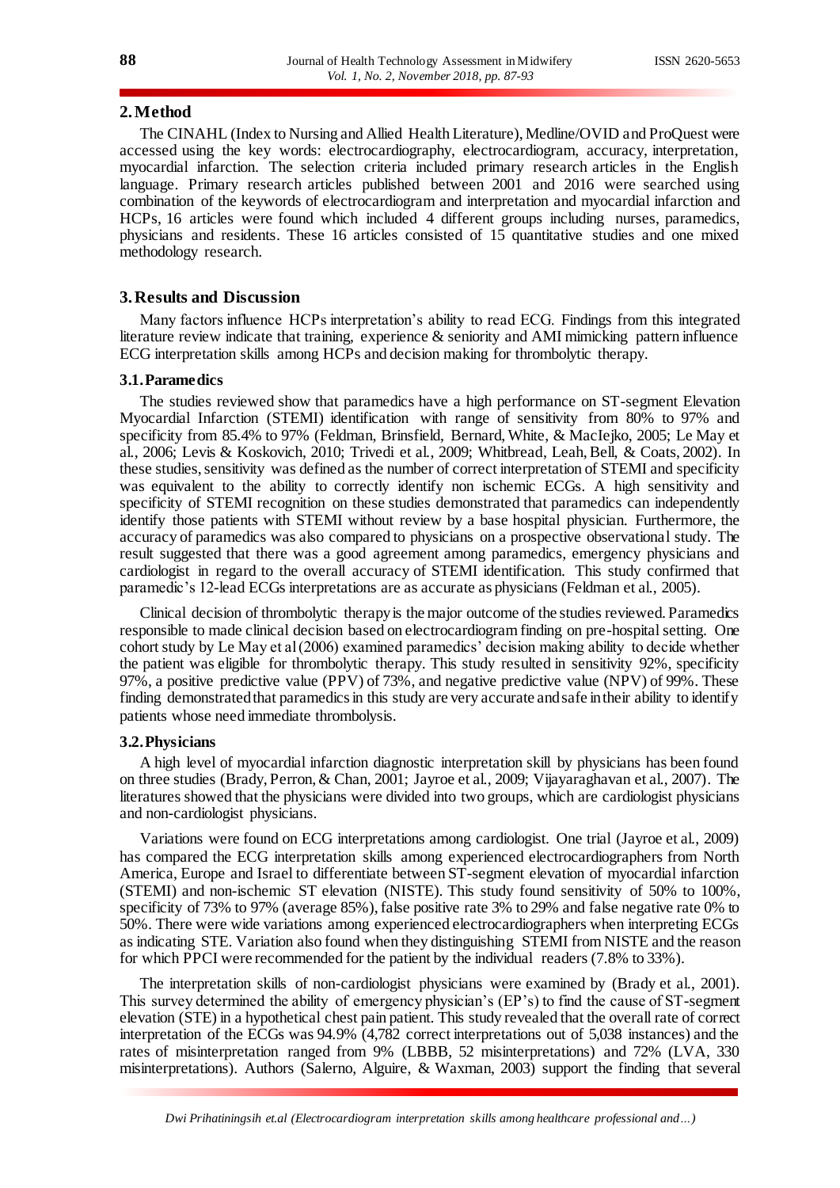## 2. Method

The CINAHL (Index to Nursing and Allied Health Literature), Medline/OVID and ProQuest were accessed using the key words: electrocardiography, electrocardiogram, accuracy, interpretation, myocardial infarction. The selection criteria included primary research articles in the English language. Primary research articles published between 2001 and 2016 were searched using combination of the keywords of electrocardiogram and interpretation and myocardial infarction and HCPs, 16 articles were found which included 4 different groups including nurses, paramedics, physicians and residents. These 16 articles consisted of 15 quantitative studies and one mixed methodology research.

## 3. Results and Discussion

Many factors influence HCPs interpretation's ability to read ECG. Findings from this integrated literature review indicate that training, experience & seniority and AMI mimicking pattern influence ECG interpretation skills among HCPs and decision making for thrombolytic therapy.

### 3.1. Paramedics

The studies reviewed show that paramedics have a high performance on ST-segment Elevation Myocardial Infarction (STEMI) identification with range of sensitivity from 80% to 97% and specificity from 85.4% to 97% (Feldman, Brinsfield, Bernard, White, & MacIejko, 2005; Le May et al., 2006; Levis & Koskovich, 2010; Trivedi et al., 2009; Whitbread, Leah, Bell, & Coats, 2002). In these studies, sensitivity was defined as the number of correct interpretation of STEMI and specificity was equivalent to the ability to correctly identify non ischemic ECGs. A high sensitivity and specificity of STEMI recognition on these studies demonstrated that paramedics can independently identify those patients with STEMI without review by a base hospital physician. Furthermore, the accuracy of paramedics was also compared to physicians on a prospective observational study. The result suggested that there was a good agreement among paramedics, emergency physicians and cardiologist in regard to the overall accuracy of STEMI identification. This study confirmed that paramedic's 12-lead ECGs interpretations are as accurate as physicians (Feldman et al., 2005).

Clinical decision of thrombolytic therapy is the major outcome of the studies reviewed. Paramedics responsible to made clinical decision based on electrocardiogram finding on pre-hospital setting. One cohort study by Le May et al (2006) examined paramedics' decision making ability to decide whether the patient was eligible for thrombolytic therapy. This study resulted in sensitivity 92%, specificity 97%, a positive predictive value (PPV) of 73%, and negative predictive value (NPV) of 99%. These finding demonstrated that paramedics in this study are very accurate and safe in their ability to identify patients whose need immediate thrombolysis.

### 3.2. Physicians

A high level of myocardial infarction diagnostic interpretation skill by physicians has been found on three studies (Brady, Perron, & Chan, 2001; Jayroe et al., 2009; Vijayaraghavan et al., 2007). The literatures showed that the physicians were divided into two groups, which are cardiologist physicians and non-cardiologist physicians.

Variations were found on ECG interpretations among cardiologist. One trial (Jayroe et al., 2009) has compared the ECG interpretation skills among experienced electrocardiographers from North America, Europe and Israel to differentiate between ST-segment elevation of myocardial infarction (STEMI) and non-ischemic ST elevation (NISTE). This study found sensitivity of 50% to 100%, specificity of 73% to 97% (average 85%), false positive rate 3% to 29% and false negative rate 0% to 50%. There were wide variations among experienced electrocardiographers when interpreting ECGs as indicating STE. Variation also found when they distinguishing STEMI from NISTE and the reason for which PPCI were recommended for the patient by the individual readers (7.8% to 33%).

The interpretation skills of non-cardiologist physicians were examined by (Brady et al., 2001). This survey determined the ability of emergency physician's (EP's) to find the cause of ST-segment elevation (STE) in a hypothetical chest pain patient. This study revealed that the overall rate of correct interpretation of the ECGs was 94.9% (4,782 correct interpretations out of 5,038 instances) and the rates of misinterpretation ranged from 9% (LBBB, 52 misinterpretations) and 72% (LVA, 330 misinterpretations). Authors (Salerno, Alguire, & Waxman, 2003) support the finding that several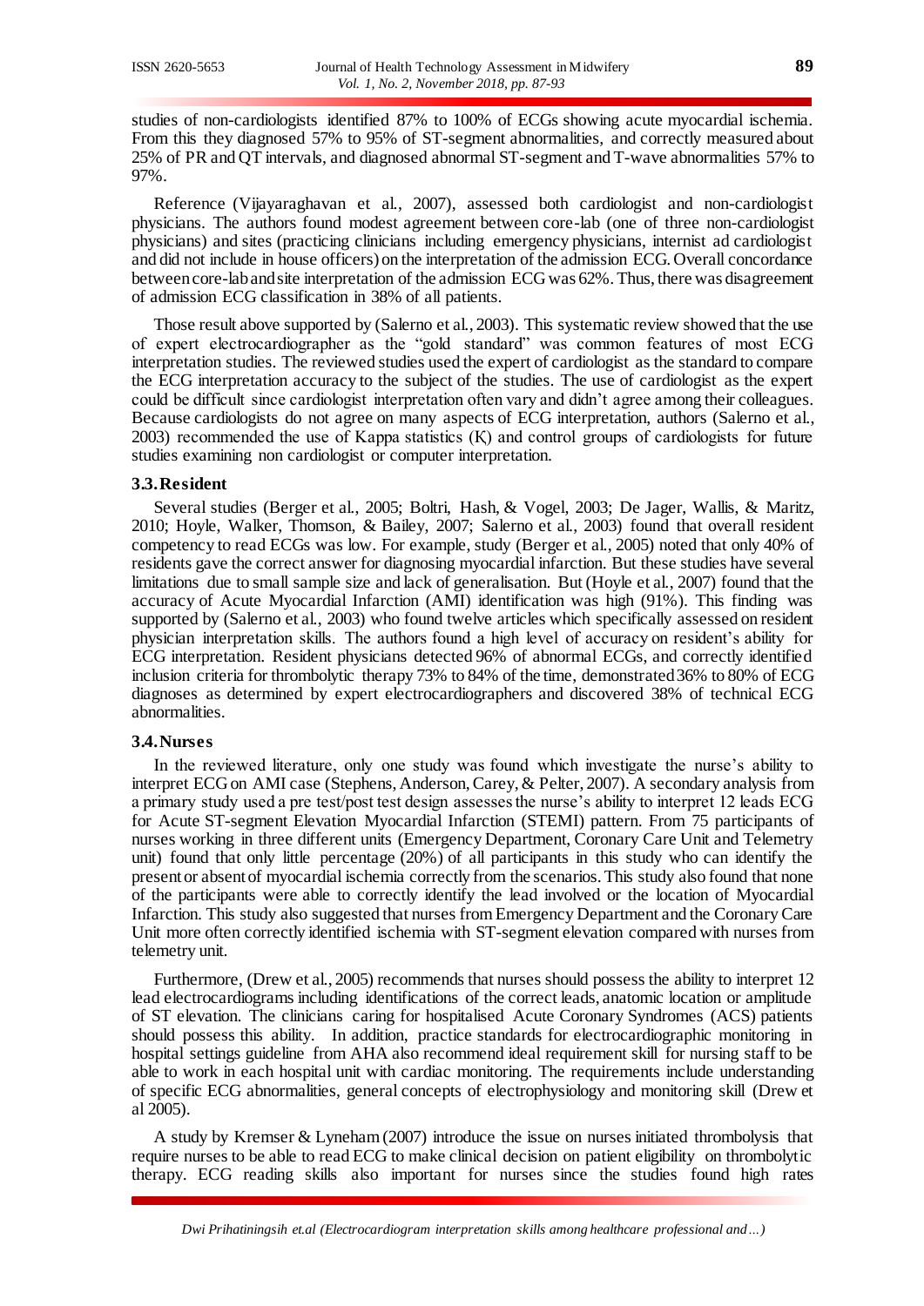studies of non-cardiologists identified 87% to 100% of ECGs showing acute myocardial ischemia. From this they diagnosed 57% to 95% of ST-segment abnormalities, and correctly measured about 25% of PR and QT intervals, and diagnosed abnormal ST-segment and T-wave abnormalities 57% to 97%.

Reference (Vijayaraghavan et al., 2007), assessed both cardiologist and non-cardiologist physicians. The authors found modest agreement between core-lab (one of three non-cardiologist physicians) and sites (practicing clinicians including emergency physicians, internist ad cardiologist and did not include in house officers) on the interpretation of the admission ECG. Overall concordance between core-lab and site interpretation of the admission ECG was 62%. Thus, there was disagreement of admission ECG classification in 38% of all patients.

Those result above supported by (Salerno et al., 2003). This systematic review showed that the use of expert electrocardiographer as the "gold standard" was common features of most ECG interpretation studies. The reviewed studies used the expert of cardiologist as the standard to compare the ECG interpretation accuracy to the subject of the studies. The use of cardiologist as the expert could be difficult since cardiologist interpretation often vary and didn't agree among their colleagues. Because cardiologists do not agree on many aspects of ECG interpretation, authors (Salerno et al., 2003) recommended the use of Kappa statistics (K) and control groups of cardiologists for future studies examining non cardiologist or computer interpretation.

### 3.3. Resident

Several studies (Berger et al., 2005; Boltri, Hash, & Vogel, 2003; De Jager, Wallis, & Maritz, 2010; Hoyle, Walker, Thomson, & Bailey, 2007; Salerno et al., 2003) found that overall resident competency to read ECGs was low. For example, study (Berger et al., 2005) noted that only 40% of residents gave the correct answer for diagnosing myocardial infarction. But these studies have several limitations due to small sample size and lack of generalisation. But (Hoyle et al., 2007) found that the accuracy of Acute Myocardial Infarction (AMI) identification was high (91%). This finding was supported by (Salerno et al., 2003) who found twelve articles which specifically assessed on resident physician interpretation skills. The authors found a high level of accuracy on resident's ability for ECG interpretation. Resident physicians detected 96% of abnormal ECGs, and correctly identified inclusion criteria for thrombolytic therapy 73% to 84% of the time, demonstrated 36% to 80% of ECG diagnoses as determined by expert electrocardiographers and discovered 38% of technical ECG abnormalities.

### 3.4. Nurses

In the reviewed literature, only one study was found which investigate the nurse's ability to interpret ECG on AMI case (Stephens, Anderson, Carey, & Pelter, 2007). A secondary analysis from a primary study used a pre test/post test design assesses the nurse's ability to interpret 12 leads ECG for Acute ST-segment Elevation Myocardial Infarction (STEMI) pattern. From 75 participants of nurses working in three different units (Emergency Department, Coronary Care Unit and Telemetry unit) found that only little percentage (20%) of all participants in this study who can identify the present or absent of myocardial ischemia correctly from the scenarios. This study also found that none of the participants were able to correctly identify the lead involved or the location of Myocardial Infarction. This study also suggested that nurses from Emergency Department and the Coronary Care Unit more often correctly identified ischemia with ST-segment elevation compared with nurses from telemetry unit.

Furthermore, (Drew et al., 2005) recommends that nurses should possess the ability to interpret 12 lead electrocardiograms including identifications of the correct leads, anatomic location or amplitude of ST elevation. The clinicians caring for hospitalised Acute Coronary Syndromes (ACS) patients should possess this ability. In addition, practice standards for electrocardiographic monitoring in hospital settings guideline from AHA also recommend ideal requirement skill for nursing staff to be able to work in each hospital unit with cardiac monitoring. The requirements include understanding of specific ECG abnormalities, general concepts of electrophysiology and monitoring skill (Drew et al 2005).

A study by Kremser & Lyneham (2007) introduce the issue on nurses initiated thrombolysis that require nurses to be able to read ECG to make clinical decision on patient eligibility on thrombolytic therapy. ECG reading skills also important for nurses since the studies found high rates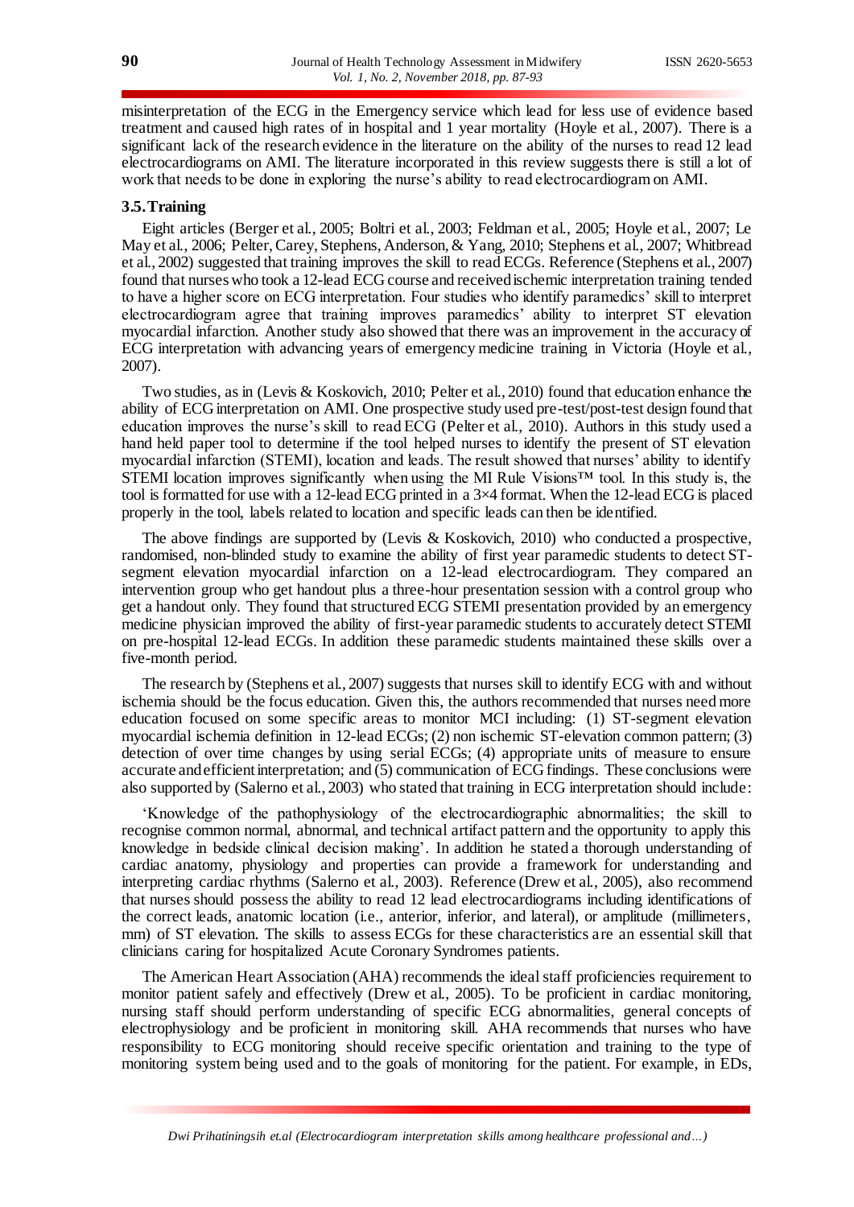misinterpretation of the ECG in the Emergency service which lead for less use of evidence based treatment and caused high rates of in hospital and 1 year mortality (Hoyle et al., 2007). There is a significant lack of the research evidence in the literature on the ability of the nurses to read 12 lead electrocardiograms on AMI. The literature incorporated in this review suggests there is still a lot of work that needs to be done in exploring the nurse's ability to read electrocardiogram on AMI.

### 3.5. Training

Eight articles (Berger et al., 2005; Boltri et al., 2003; Feldman et al., 2005; Hoyle et al., 2007; Le May et al., 2006; Pelter, Carey, Stephens, Anderson, & Yang, 2010; Stephens et al., 2007; Whitbread et al., 2002) suggested that training improves the skill to read ECGs. Reference (Stephens et al., 2007) found that nurses who took a 12-lead ECG course and received ischemic interpretation training tended to have a higher score on ECG interpretation. Four studies who identify paramedics' skill to interpret electrocardiogram agree that training improves paramedics' ability to interpret ST elevation myocardial infarction. Another study also showed that there was an improvement in the accuracy of ECG interpretation with advancing years of emergency medicine training in Victoria (Hoyle et al., 2007).

Two studies, as in (Levis & Koskovich, 2010; Pelter et al., 2010) found that education enhance the ability of ECG interpretation on AMI. One prospective study used pre-test/post-test design found that education improves the nurse's skill to read ECG (Pelter et al., 2010). Authors in this study used a hand held paper tool to determine if the tool helped nurses to identify the present of ST elevation myocardial infarction (STEMI), location and leads. The result showed that nurses' ability to identify STEMI location improves significantly when using the MI Rule Visions™ tool. In this study is, the tool is formatted for use with a 12-lead ECG printed in a 3×4 format. When the 12-lead ECG is placed properly in the tool, labels related to location and specific leads can then be identified.

The above findings are supported by (Levis & Koskovich, 2010) who conducted a prospective, randomised, non-blinded study to examine the ability of first year paramedic students to detect ST-segment elevation myocardial infarction on a 12-lead electrocardiogram. They compared an intervention group who get handout plus a three-hour presentation session with a control group who get a handout only. They found that structured ECG STEMI presentation provided by an emergency medicine physician improved the ability of first-year paramedic students to accurately detect STEMI on pre-hospital 12-lead ECGs. In addition these paramedic students maintained these skills over a five-month period.

The research by (Stephens et al., 2007) suggests that nurses skill to identify ECG with and without ischemia should be the focus education. Given this, the authors recommended that nurses need more education focused on some specific areas to monitor MCI including: (1) ST-segment elevation myocardial ischemia definition in 12-lead ECGs; (2) non ischemic ST-elevation common pattern; (3) detection of over time changes by using serial ECGs; (4) appropriate units of measure to ensure accurate and efficient interpretation; and (5) communication of ECG findings. These conclusions were also supported by (Salerno et al., 2003) who stated that training in ECG interpretation should include:

'Knowledge of the pathophysiology of the electrocardiographic abnormalities; the skill to recognise common normal, abnormal, and technical artifact pattern and the opportunity to apply this knowledge in bedside clinical decision making'. In addition he stated a thorough understanding of cardiac anatomy, physiology and properties can provide a framework for understanding and interpreting cardiac rhythms (Salerno et al., 2003). Reference (Drew et al., 2005), also recommend that nurses should possess the ability to read 12 lead electrocardiograms including identifications of the correct leads, anatomic location (i.e., anterior, inferior, and lateral), or amplitude (millimeters, mm) of ST elevation. The skills to assess ECGs for these characteristics are an essential skill that clinicians caring for hospitalized Acute Coronary Syndromes patients.

The American Heart Association (AHA) recommends the ideal staff proficiencies requirement to monitor patient safely and effectively (Drew et al., 2005). To be proficient in cardiac monitoring, nursing staff should perform understanding of specific ECG abnormalities, general concepts of electrophysiology and be proficient in monitoring skill. AHA recommends that nurses who have responsibility to ECG monitoring should receive specific orientation and training to the type of monitoring system being used and to the goals of monitoring for the patient. For example, in EDs,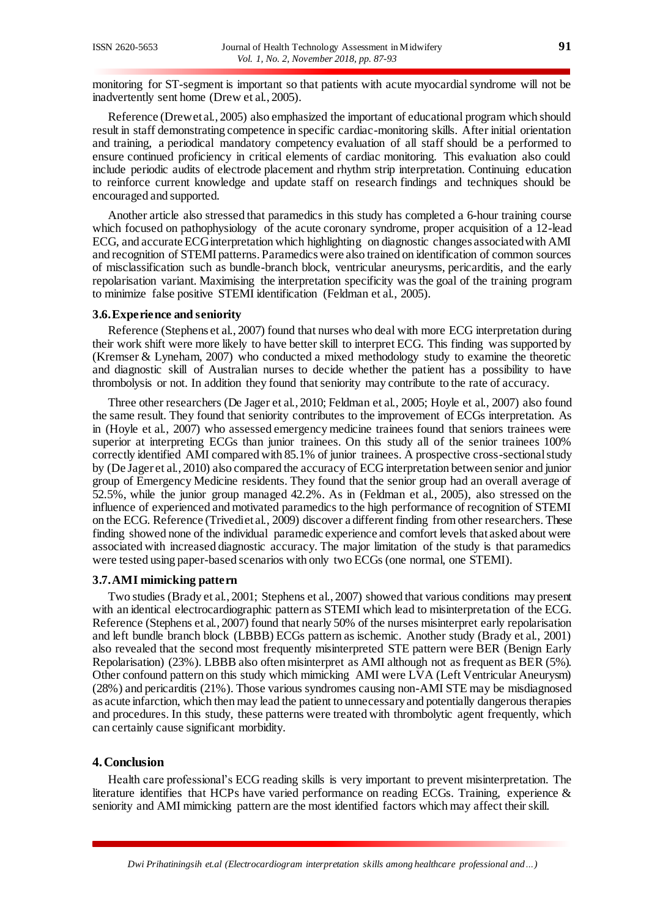monitoring for ST-segment is important so that patients with acute myocardial syndrome will not be inadvertently sent home (Drew et al., 2005).

Reference (Drew et al., 2005) also emphasized the important of educational program which should result in staff demonstrating competence in specific cardiac-monitoring skills. After initial orientation and training, a periodical mandatory competency evaluation of all staff should be a performed to ensure continued proficiency in critical elements of cardiac monitoring. This evaluation also could include periodic audits of electrode placement and rhythm strip interpretation. Continuing education to reinforce current knowledge and update staff on research findings and techniques should be encouraged and supported.

Another article also stressed that paramedics in this study has completed a 6-hour training course which focused on pathophysiology of the acute coronary syndrome, proper acquisition of a 12-lead ECG, and accurate ECG interpretation which highlighting on diagnostic changes associated with AMI and recognition of STEMI patterns. Paramedics were also trained on identification of common sources of misclassification such as bundle-branch block, ventricular aneurysms, pericarditis, and the early repolarisation variant. Maximising the interpretation specificity was the goal of the training program to minimize false positive STEMI identification (Feldman et al., 2005).

### 3.6. Experience and seniority

Reference (Stephens et al., 2007) found that nurses who deal with more ECG interpretation during their work shift were more likely to have better skill to interpret ECG. This finding was supported by (Kremser & Lyneham, 2007) who conducted a mixed methodology study to examine the theoretic and diagnostic skill of Australian nurses to decide whether the patient has a possibility to have thrombolysis or not. In addition they found that seniority may contribute to the rate of accuracy.

Three other researchers (De Jager et al., 2010; Feldman et al., 2005; Hoyle et al., 2007) also found the same result. They found that seniority contributes to the improvement of ECGs interpretation. As in (Hoyle et al., 2007) who assessed emergency medicine trainees found that seniors trainees were superior at interpreting ECGs than junior trainees. On this study all of the senior trainees 100% correctly identified AMI compared with 85.1% of junior trainees. A prospective cross-sectional study by (De Jager et al., 2010) also compared the accuracy of ECG interpretation between senior and junior group of Emergency Medicine residents. They found that the senior group had an overall average of 52.5%, while the junior group managed 42.2%. As in (Feldman et al., 2005), also stressed on the influence of experienced and motivated paramedics to the high performance of recognition of STEMI on the ECG. Reference (Trivedi et al., 2009) discover a different finding from other researchers. These finding showed none of the individual paramedic experience and comfort levels that asked about were associated with increased diagnostic accuracy. The major limitation of the study is that paramedics were tested using paper-based scenarios with only two ECGs (one normal, one STEMI).

### 3.7. AMI mimicking pattern

Two studies (Brady et al., 2001; Stephens et al., 2007) showed that various conditions may present with an identical electrocardiographic pattern as STEMI which lead to misinterpretation of the ECG. Reference (Stephens et al., 2007) found that nearly 50% of the nurses misinterpret early repolarisation and left bundle branch block (LBBB) ECGs pattern as ischemic. Another study (Brady et al., 2001) also revealed that the second most frequently misinterpreted STE pattern were BER (Benign Early Repolarisation) (23%). LBBB also often misinterpret as AMI although not as frequent as BER (5%). Other confound pattern on this study which mimicking AMI were LVA (Left Ventricular Aneurysm) (28%) and pericarditis (21%). Those various syndromes causing non-AMI STE may be misdiagnosed as acute infarction, which then may lead the patient to unnecessary and potentially dangerous therapies and procedures. In this study, these patterns were treated with thrombolytic agent frequently, which can certainly cause significant morbidity.

## 4. Conclusion

Health care professional's ECG reading skills is very important to prevent misinterpretation. The literature identifies that HCPs have varied performance on reading ECGs. Training, experience & seniority and AMI mimicking pattern are the most identified factors which may affect their skill.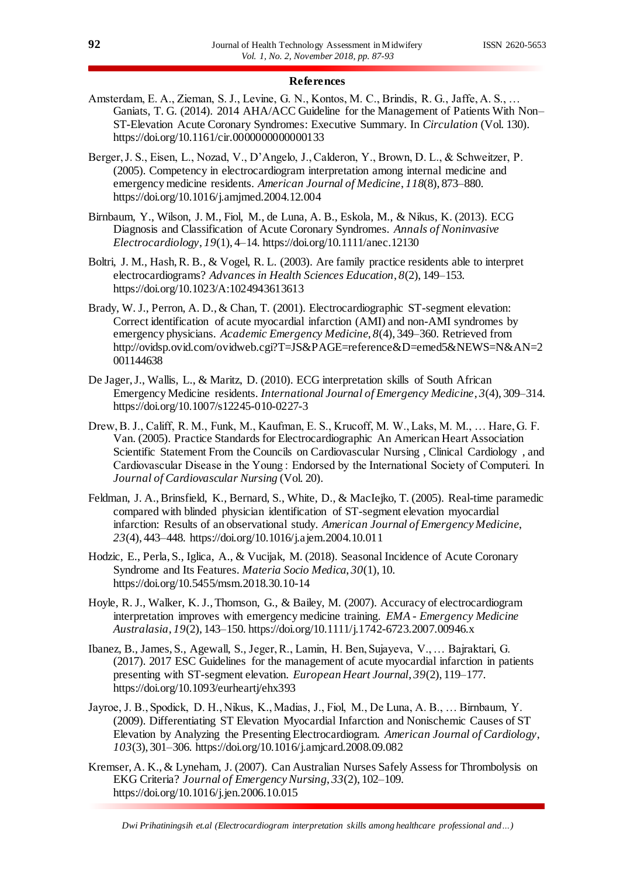## References

Amsterdam, E. A., Zieman, S. J., Levine, G. N., Kontos, M. C., Brindis, R. G., Jaffe, A. S., … Ganiats, T. G. (2014). 2014 AHA/ACC Guideline for the Management of Patients With Non–ST-Elevation Acute Coronary Syndromes: Executive Summary. In *Circulation* (Vol. 130). https://doi.org/10.1161/cir.0000000000000133

Berger, J. S., Eisen, L., Nozad, V., D'Angelo, J., Calderon, Y., Brown, D. L., & Schweitzer, P. (2005). Competency in electrocardiogram interpretation among internal medicine and emergency medicine residents. *American Journal of Medicine*, *118*(8), 873–880. https://doi.org/10.1016/j.amjmed.2004.12.004

Birnbaum, Y., Wilson, J. M., Fiol, M., de Luna, A. B., Eskola, M., & Nikus, K. (2013). ECG Diagnosis and Classification of Acute Coronary Syndromes. *Annals of Noninvasive Electrocardiology*, *19*(1), 4–14. https://doi.org/10.1111/anec.12130

Boltri, J. M., Hash, R. B., & Vogel, R. L. (2003). Are family practice residents able to interpret electrocardiograms? *Advances in Health Sciences Education*, *8*(2), 149–153. https://doi.org/10.1023/A:1024943613613

Brady, W. J., Perron, A. D., & Chan, T. (2001). Electrocardiographic ST-segment elevation: Correct identification of acute myocardial infarction (AMI) and non-AMI syndromes by emergency physicians. *Academic Emergency Medicine*, *8*(4), 349–360. Retrieved from http://ovidsp.ovid.com/ovidweb.cgi?T=JS&PAGE=reference&D=emed5&NEWS=N&AN=2001144638

De Jager, J., Wallis, L., & Maritz, D. (2010). ECG interpretation skills of South African Emergency Medicine residents. *International Journal of Emergency Medicine*, *3*(4), 309–314. https://doi.org/10.1007/s12245-010-0227-3

Drew, B. J., Califf, R. M., Funk, M., Kaufman, E. S., Krucoff, M. W., Laks, M. M., … Hare, G. F. Van. (2005). Practice Standards for Electrocardiographic An American Heart Association Scientific Statement From the Councils on Cardiovascular Nursing , Clinical Cardiology , and Cardiovascular Disease in the Young : Endorsed by the International Society of Computeri. In *Journal of Cardiovascular Nursing* (Vol. 20).

Feldman, J. A., Brinsfield, K., Bernard, S., White, D., & MacIejko, T. (2005). Real-time paramedic compared with blinded physician identification of ST-segment elevation myocardial infarction: Results of an observational study. *American Journal of Emergency Medicine*, *23*(4), 443–448. https://doi.org/10.1016/j.ajem.2004.10.011

Hodzic, E., Perla, S., Iglica, A., & Vucijak, M. (2018). Seasonal Incidence of Acute Coronary Syndrome and Its Features. *Materia Socio Medica*, *30*(1), 10. https://doi.org/10.5455/msm.2018.30.10-14

Hoyle, R. J., Walker, K. J., Thomson, G., & Bailey, M. (2007). Accuracy of electrocardiogram interpretation improves with emergency medicine training. *EMA - Emergency Medicine Australasia*, *19*(2), 143–150. https://doi.org/10.1111/j.1742-6723.2007.00946.x

Ibanez, B., James, S., Agewall, S., Jeger, R., Lamin, H. Ben, Sujayeva, V., … Bajraktari, G. (2017). 2017 ESC Guidelines for the management of acute myocardial infarction in patients presenting with ST-segment elevation. *European Heart Journal*, *39*(2), 119–177. https://doi.org/10.1093/eurheartj/ehx393

Jayroe, J. B., Spodick, D. H., Nikus, K., Madias, J., Fiol, M., De Luna, A. B., … Birnbaum, Y. (2009). Differentiating ST Elevation Myocardial Infarction and Nonischemic Causes of ST Elevation by Analyzing the Presenting Electrocardiogram. *American Journal of Cardiology*, *103*(3), 301–306. https://doi.org/10.1016/j.amjcard.2008.09.082

Kremser, A. K., & Lyneham, J. (2007). Can Australian Nurses Safely Assess for Thrombolysis on EKG Criteria? *Journal of Emergency Nursing*, *33*(2), 102–109. https://doi.org/10.1016/j.jen.2006.10.015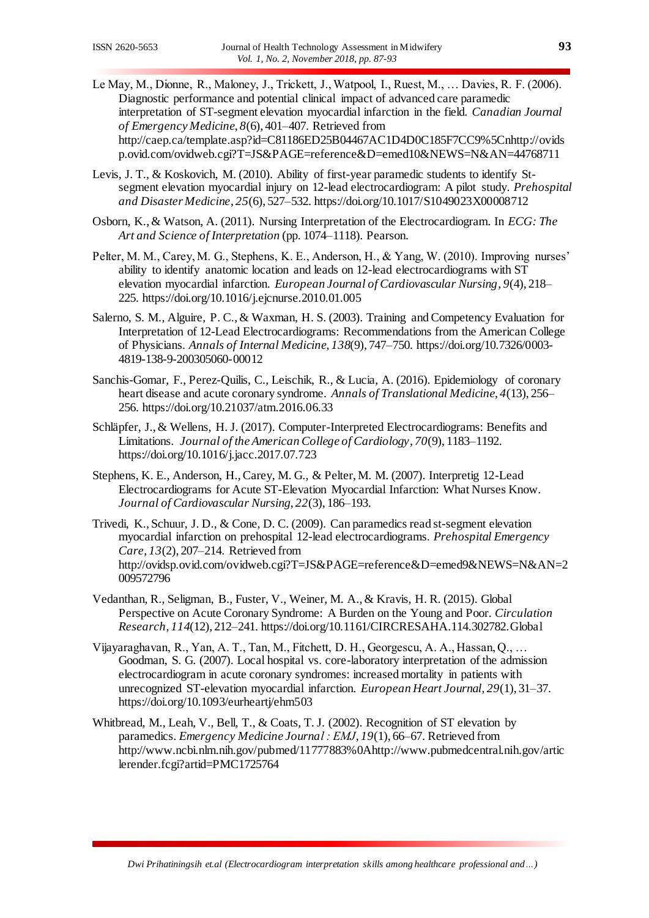Le May, M., Dionne, R., Maloney, J., Trickett, J., Watpool, I., Ruest, M., … Davies, R. F. (2006). Diagnostic performance and potential clinical impact of advanced care paramedic interpretation of ST-segment elevation myocardial infarction in the field. *Canadian Journal of Emergency Medicine*, *8*(6), 401–407. Retrieved from http://caep.ca/template.asp?id=C81186ED25B04467AC1D4D0C185F7CC9%5Cnhttp://ovidsp.ovid.com/ovidweb.cgi?T=JS&PAGE=reference&D=emed10&NEWS=N&AN=44768711

Levis, J. T., & Koskovich, M. (2010). Ability of first-year paramedic students to identify St-segment elevation myocardial injury on 12-lead electrocardiogram: A pilot study. *Prehospital and Disaster Medicine*, *25*(6), 527–532. https://doi.org/10.1017/S1049023X00008712

Osborn, K., & Watson, A. (2011). Nursing Interpretation of the Electrocardiogram. In *ECG: The Art and Science of Interpretation* (pp. 1074–1118). Pearson.

Pelter, M. M., Carey, M. G., Stephens, K. E., Anderson, H., & Yang, W. (2010). Improving nurses' ability to identify anatomic location and leads on 12-lead electrocardiograms with ST elevation myocardial infarction. *European Journal of Cardiovascular Nursing*, *9*(4), 218–225. https://doi.org/10.1016/j.ejcnurse.2010.01.005

Salerno, S. M., Alguire, P. C., & Waxman, H. S. (2003). Training and Competency Evaluation for Interpretation of 12-Lead Electrocardiograms: Recommendations from the American College of Physicians. *Annals of Internal Medicine*, *138*(9), 747–750. https://doi.org/10.7326/0003-4819-138-9-200305060-00012

Sanchis-Gomar, F., Perez-Quilis, C., Leischik, R., & Lucia, A. (2016). Epidemiology of coronary heart disease and acute coronary syndrome. *Annals of Translational Medicine*, *4*(13), 256–256. https://doi.org/10.21037/atm.2016.06.33

Schläpfer, J., & Wellens, H. J. (2017). Computer-Interpreted Electrocardiograms: Benefits and Limitations. *Journal of the American College of Cardiology*, *70*(9), 1183–1192. https://doi.org/10.1016/j.jacc.2017.07.723

Stephens, K. E., Anderson, H., Carey, M. G., & Pelter, M. M. (2007). Interpretig 12-Lead Electrocardiograms for Acute ST-Elevation Myocardial Infarction: What Nurses Know. *Journal of Cardiovascular Nursing*, *22*(3), 186–193.

Trivedi, K., Schuur, J. D., & Cone, D. C. (2009). Can paramedics read st-segment elevation myocardial infarction on prehospital 12-lead electrocardiograms. *Prehospital Emergency Care*, *13*(2), 207–214. Retrieved from http://ovidsp.ovid.com/ovidweb.cgi?T=JS&PAGE=reference&D=emed9&NEWS=N&AN=2009572796

Vedanthan, R., Seligman, B., Fuster, V., Weiner, M. A., & Kravis, H. R. (2015). Global Perspective on Acute Coronary Syndrome: A Burden on the Young and Poor. *Circulation Research*, *114*(12), 212–241. https://doi.org/10.1161/CIRCRESAHA.114.302782.Global

Vijayaraghavan, R., Yan, A. T., Tan, M., Fitchett, D. H., Georgescu, A. A., Hassan, Q., … Goodman, S. G. (2007). Local hospital vs. core-laboratory interpretation of the admission electrocardiogram in acute coronary syndromes: increased mortality in patients with unrecognized ST-elevation myocardial infarction. *European Heart Journal*, *29*(1), 31–37. https://doi.org/10.1093/eurheartj/ehm503

Whitbread, M., Leah, V., Bell, T., & Coats, T. J. (2002). Recognition of ST elevation by paramedics. *Emergency Medicine Journal : EMJ*, *19*(1), 66–67. Retrieved from http://www.ncbi.nlm.nih.gov/pubmed/11777883%0Ahttp://www.pubmedcentral.nih.gov/articlerender.fcgi?artid=PMC1725764